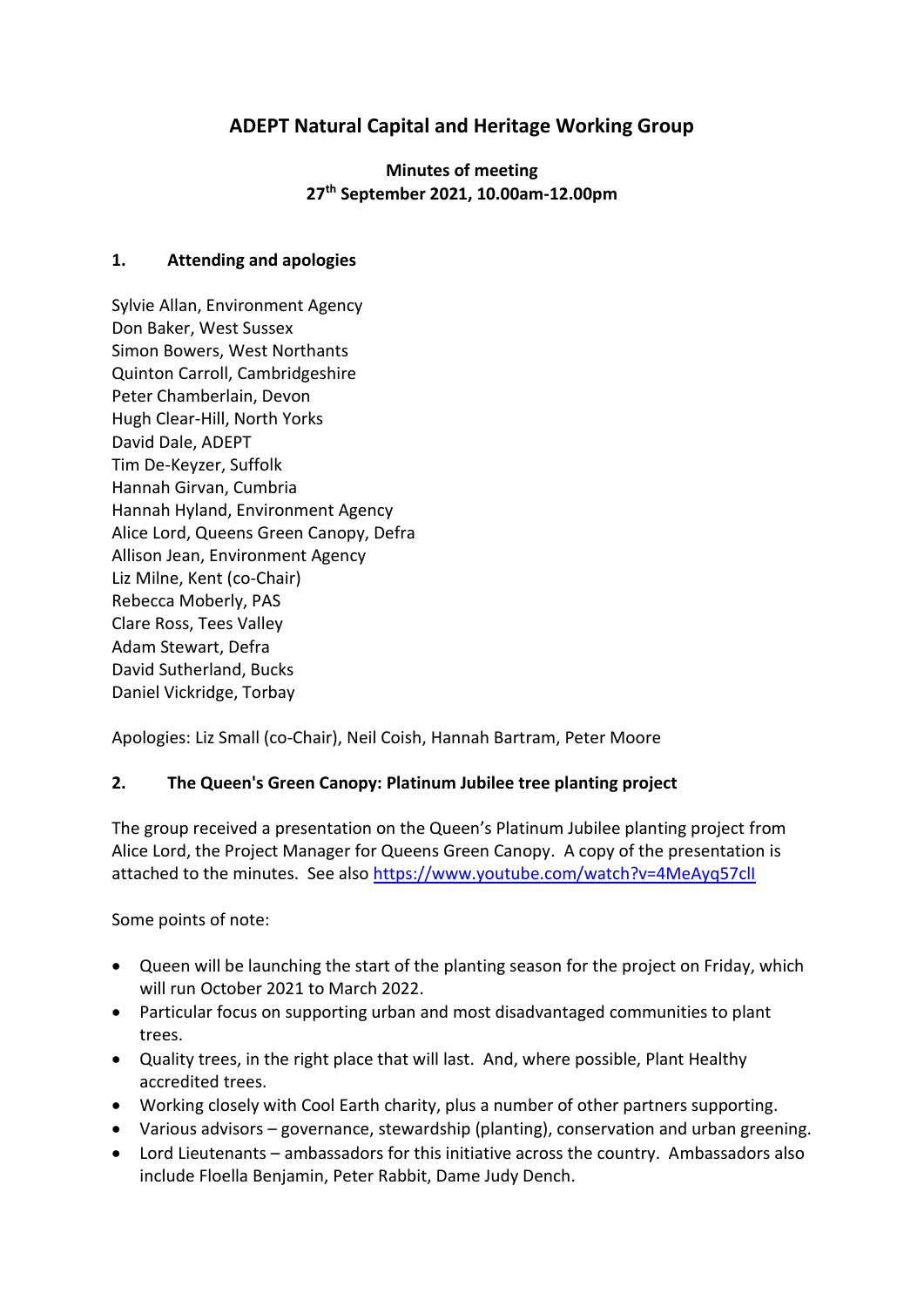# ADEPT Natural Capital and Heritage Working Group

**Minutes of meeting**
**27th September 2021, 10.00am-12.00pm**

## 1. Attending and apologies

Sylvie Allan, Environment Agency
Don Baker, West Sussex
Simon Bowers, West Northants
Quinton Carroll, Cambridgeshire
Peter Chamberlain, Devon
Hugh Clear-Hill, North Yorks
David Dale, ADEPT
Tim De-Keyzer, Suffolk
Hannah Girvan, Cumbria
Hannah Hyland, Environment Agency
Alice Lord, Queens Green Canopy, Defra
Allison Jean, Environment Agency
Liz Milne, Kent (co-Chair)
Rebecca Moberly, PAS
Clare Ross, Tees Valley
Adam Stewart, Defra
David Sutherland, Bucks
Daniel Vickridge, Torbay

Apologies: Liz Small (co-Chair), Neil Coish, Hannah Bartram, Peter Moore

## 2. The Queen's Green Canopy: Platinum Jubilee tree planting project

The group received a presentation on the Queen's Platinum Jubilee planting project from Alice Lord, the Project Manager for Queens Green Canopy. A copy of the presentation is attached to the minutes. See also https://www.youtube.com/watch?v=4MeAyq57cll

Some points of note:

- Queen will be launching the start of the planting season for the project on Friday, which will run October 2021 to March 2022.
- Particular focus on supporting urban and most disadvantaged communities to plant trees.
- Quality trees, in the right place that will last. And, where possible, Plant Healthy accredited trees.
- Working closely with Cool Earth charity, plus a number of other partners supporting.
- Various advisors – governance, stewardship (planting), conservation and urban greening.
- Lord Lieutenants – ambassadors for this initiative across the country. Ambassadors also include Floella Benjamin, Peter Rabbit, Dame Judy Dench.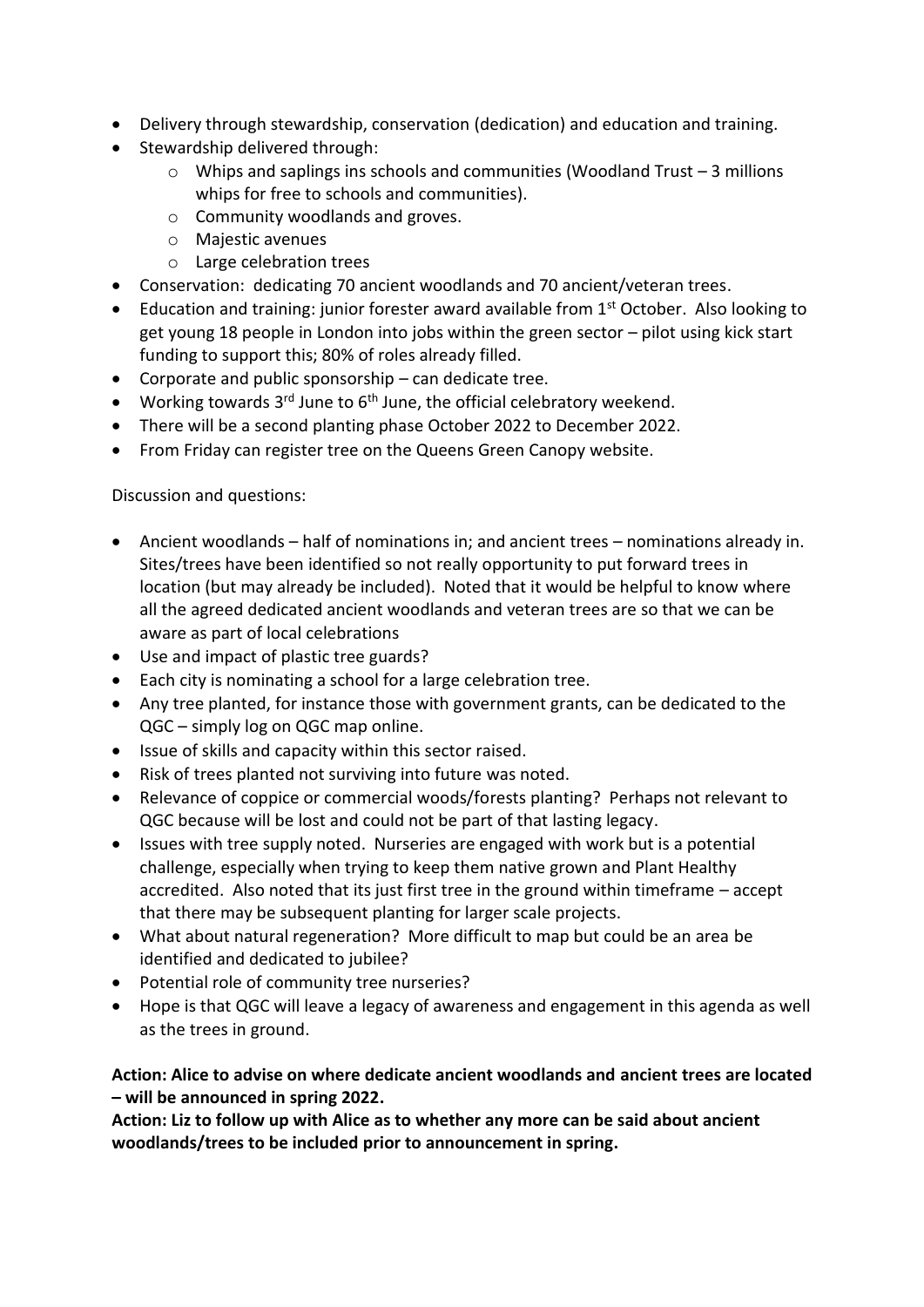- Delivery through stewardship, conservation (dedication) and education and training.
- Stewardship delivered through:
    - Whips and saplings ins schools and communities (Woodland Trust – 3 millions whips for free to schools and communities).
    - Community woodlands and groves.
    - Majestic avenues
    - Large celebration trees
- Conservation: dedicating 70 ancient woodlands and 70 ancient/veteran trees.
- Education and training: junior forester award available from 1st October. Also looking to get young 18 people in London into jobs within the green sector – pilot using kick start funding to support this; 80% of roles already filled.
- Corporate and public sponsorship – can dedicate tree.
- Working towards 3rd June to 6th June, the official celebratory weekend.
- There will be a second planting phase October 2022 to December 2022.
- From Friday can register tree on the Queens Green Canopy website.

Discussion and questions:

- Ancient woodlands – half of nominations in; and ancient trees – nominations already in. Sites/trees have been identified so not really opportunity to put forward trees in location (but may already be included). Noted that it would be helpful to know where all the agreed dedicated ancient woodlands and veteran trees are so that we can be aware as part of local celebrations
- Use and impact of plastic tree guards?
- Each city is nominating a school for a large celebration tree.
- Any tree planted, for instance those with government grants, can be dedicated to the QGC – simply log on QGC map online.
- Issue of skills and capacity within this sector raised.
- Risk of trees planted not surviving into future was noted.
- Relevance of coppice or commercial woods/forests planting? Perhaps not relevant to QGC because will be lost and could not be part of that lasting legacy.
- Issues with tree supply noted. Nurseries are engaged with work but is a potential challenge, especially when trying to keep them native grown and Plant Healthy accredited. Also noted that its just first tree in the ground within timeframe – accept that there may be subsequent planting for larger scale projects.
- What about natural regeneration? More difficult to map but could be an area be identified and dedicated to jubilee?
- Potential role of community tree nurseries?
- Hope is that QGC will leave a legacy of awareness and engagement in this agenda as well as the trees in ground.

**Action: Alice to advise on where dedicate ancient woodlands and ancient trees are located – will be announced in spring 2022.**
**Action: Liz to follow up with Alice as to whether any more can be said about ancient woodlands/trees to be included prior to announcement in spring.**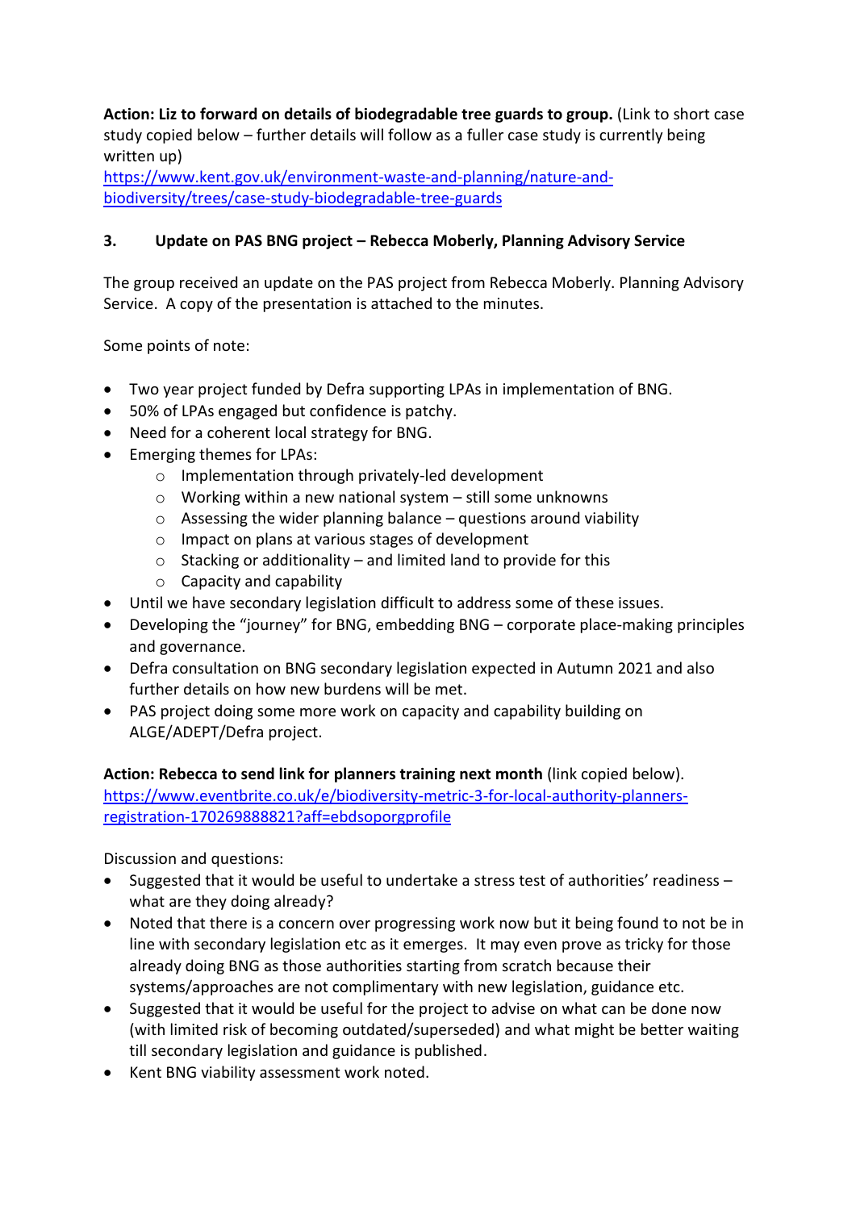**Action: Liz to forward on details of biodegradable tree guards to group.** (Link to short case study copied below – further details will follow as a fuller case study is currently being written up)
https://www.kent.gov.uk/environment-waste-and-planning/nature-and-biodiversity/trees/case-study-biodegradable-tree-guards

**3. Update on PAS BNG project – Rebecca Moberly, Planning Advisory Service**

The group received an update on the PAS project from Rebecca Moberly. Planning Advisory Service. A copy of the presentation is attached to the minutes.

Some points of note:

- Two year project funded by Defra supporting LPAs in implementation of BNG.
- 50% of LPAs engaged but confidence is patchy.
- Need for a coherent local strategy for BNG.
- Emerging themes for LPAs:
    - Implementation through privately-led development
    - Working within a new national system – still some unknowns
    - Assessing the wider planning balance – questions around viability
    - Impact on plans at various stages of development
    - Stacking or additionality – and limited land to provide for this
    - Capacity and capability
- Until we have secondary legislation difficult to address some of these issues.
- Developing the "journey" for BNG, embedding BNG – corporate place-making principles and governance.
- Defra consultation on BNG secondary legislation expected in Autumn 2021 and also further details on how new burdens will be met.
- PAS project doing some more work on capacity and capability building on ALGE/ADEPT/Defra project.

**Action: Rebecca to send link for planners training next month** (link copied below).
https://www.eventbrite.co.uk/e/biodiversity-metric-3-for-local-authority-planners-registration-170269888821?aff=ebdsoporgprofile

Discussion and questions:

- Suggested that it would be useful to undertake a stress test of authorities' readiness – what are they doing already?
- Noted that there is a concern over progressing work now but it being found to not be in line with secondary legislation etc as it emerges. It may even prove as tricky for those already doing BNG as those authorities starting from scratch because their systems/approaches are not complimentary with new legislation, guidance etc.
- Suggested that it would be useful for the project to advise on what can be done now (with limited risk of becoming outdated/superseded) and what might be better waiting till secondary legislation and guidance is published.
- Kent BNG viability assessment work noted.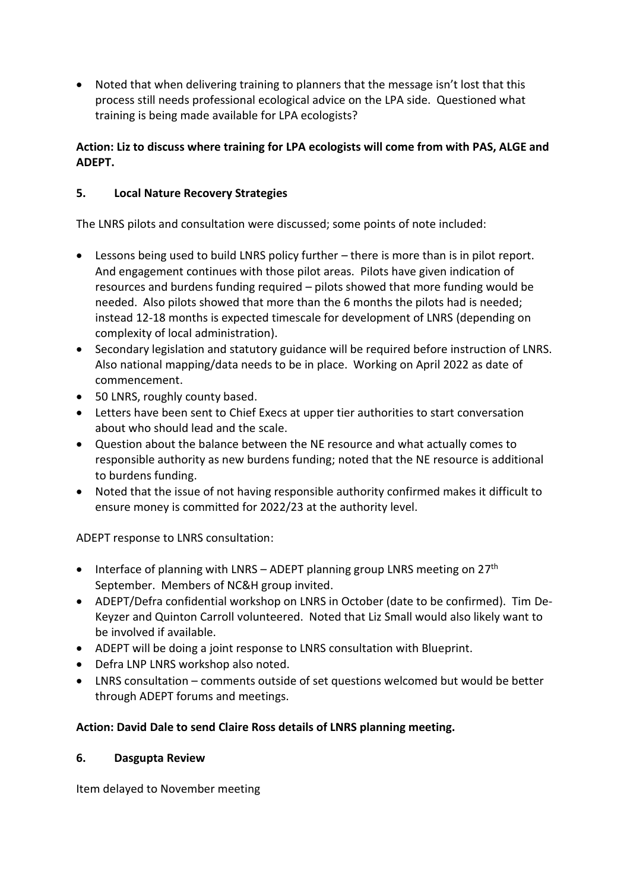- Noted that when delivering training to planners that the message isn't lost that this process still needs professional ecological advice on the LPA side. Questioned what training is being made available for LPA ecologists?

**Action: Liz to discuss where training for LPA ecologists will come from with PAS, ALGE and ADEPT.**

## 5. Local Nature Recovery Strategies

The LNRS pilots and consultation were discussed; some points of note included:

- Lessons being used to build LNRS policy further – there is more than is in pilot report. And engagement continues with those pilot areas. Pilots have given indication of resources and burdens funding required – pilots showed that more funding would be needed. Also pilots showed that more than the 6 months the pilots had is needed; instead 12-18 months is expected timescale for development of LNRS (depending on complexity of local administration).
- Secondary legislation and statutory guidance will be required before instruction of LNRS. Also national mapping/data needs to be in place. Working on April 2022 as date of commencement.
- 50 LNRS, roughly county based.
- Letters have been sent to Chief Execs at upper tier authorities to start conversation about who should lead and the scale.
- Question about the balance between the NE resource and what actually comes to responsible authority as new burdens funding; noted that the NE resource is additional to burdens funding.
- Noted that the issue of not having responsible authority confirmed makes it difficult to ensure money is committed for 2022/23 at the authority level.

ADEPT response to LNRS consultation:

- Interface of planning with LNRS – ADEPT planning group LNRS meeting on 27th September. Members of NC&H group invited.
- ADEPT/Defra confidential workshop on LNRS in October (date to be confirmed). Tim De-Keyzer and Quinton Carroll volunteered. Noted that Liz Small would also likely want to be involved if available.
- ADEPT will be doing a joint response to LNRS consultation with Blueprint.
- Defra LNP LNRS workshop also noted.
- LNRS consultation – comments outside of set questions welcomed but would be better through ADEPT forums and meetings.

**Action: David Dale to send Claire Ross details of LNRS planning meeting.**

## 6. Dasgupta Review

Item delayed to November meeting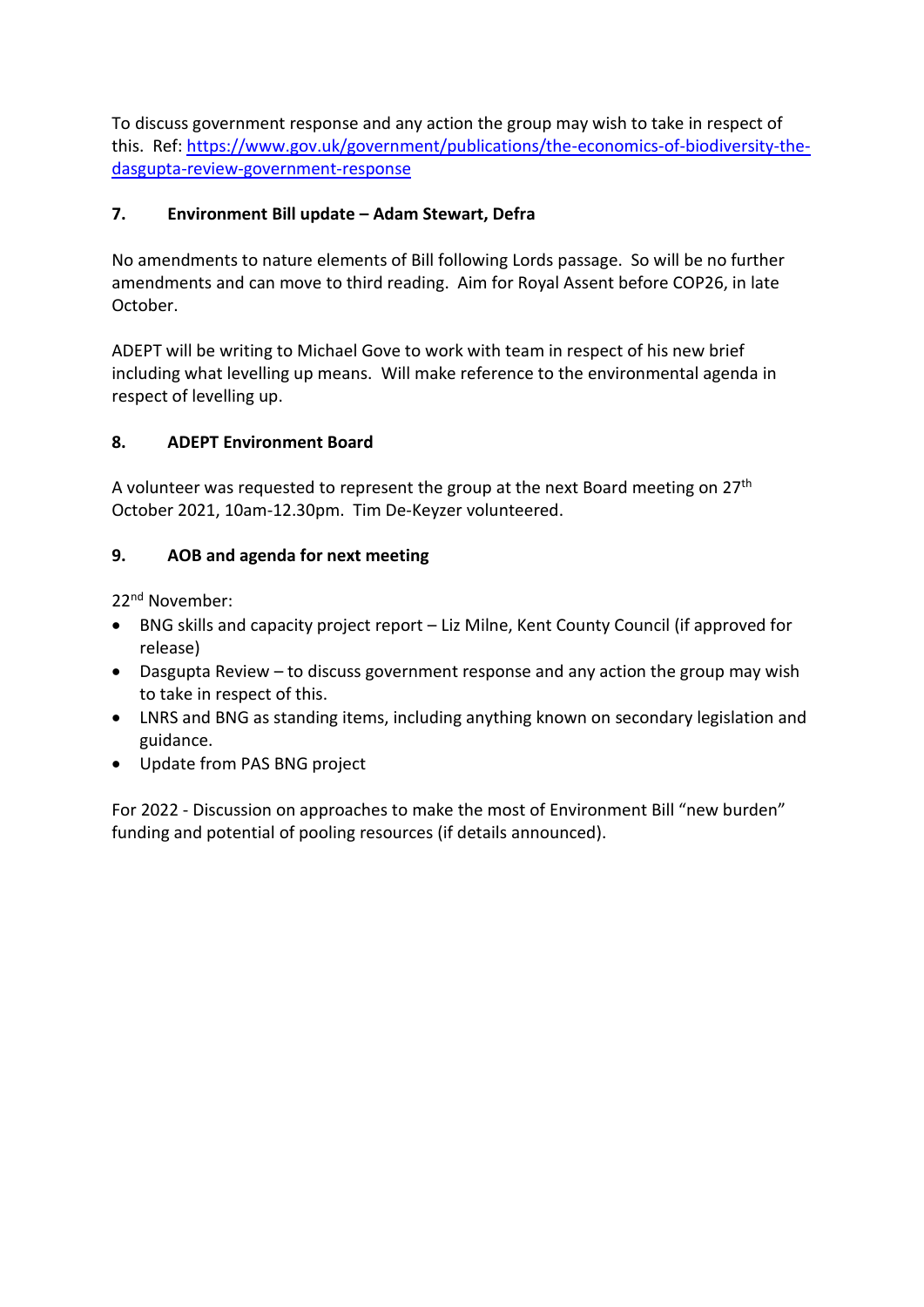To discuss government response and any action the group may wish to take in respect of this. Ref: https://www.gov.uk/government/publications/the-economics-of-biodiversity-the-dasgupta-review-government-response

**7. Environment Bill update – Adam Stewart, Defra**

No amendments to nature elements of Bill following Lords passage. So will be no further amendments and can move to third reading. Aim for Royal Assent before COP26, in late October.

ADEPT will be writing to Michael Gove to work with team in respect of his new brief including what levelling up means. Will make reference to the environmental agenda in respect of levelling up.

**8. ADEPT Environment Board**

A volunteer was requested to represent the group at the next Board meeting on 27th October 2021, 10am-12.30pm. Tim De-Keyzer volunteered.

**9. AOB and agenda for next meeting**

22nd November:

- BNG skills and capacity project report – Liz Milne, Kent County Council (if approved for release)
- Dasgupta Review – to discuss government response and any action the group may wish to take in respect of this.
- LNRS and BNG as standing items, including anything known on secondary legislation and guidance.
- Update from PAS BNG project

For 2022 - Discussion on approaches to make the most of Environment Bill "new burden" funding and potential of pooling resources (if details announced).